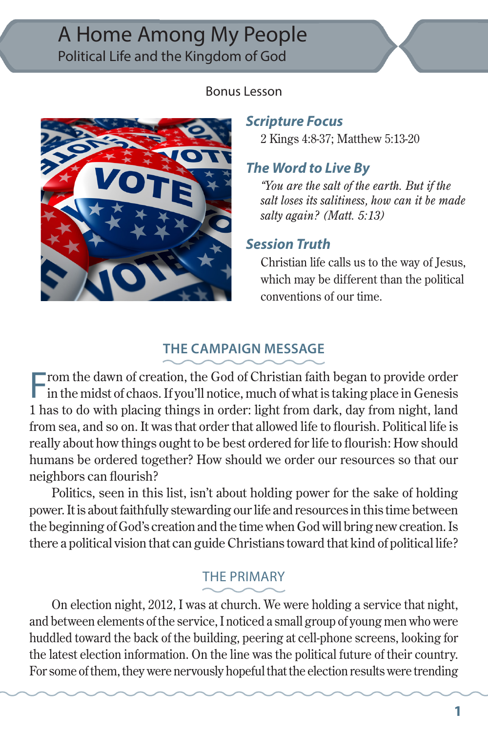# A Home Among My People

## Political Life and the Kingdom of God

Bonus Lesson

### *Scripture Focus*

2 Kings 4:8-37; Matthew 5:13-20

### *The Word to Live By*

*"You are the salt of the earth. But if the salt loses its salitiness, how can it be made salty again? (Matt. 5:13)*

### *Session Truth*

Christian life calls us to the way of Jesus, which may be different than the political conventions of our time.

## THE CAMPAIGN MESSAGE

From the dawn of creation, the God of Christian faith began to provide order in the midst of chaos. If you'll notice, much of what is taking place in Genesis 1 has to do with placing things in order: light from dark, day from night, land from sea, and so on. It was that order that allowed life to flourish. Political life is really about how things ought to be best ordered for life to flourish: How should humans be ordered together? How should we order our resources so that our neighbors can flourish?

Politics, seen in this list, isn't about holding power for the sake of holding power. It is about faithfully stewarding our life and resources in this time between the beginning of God's creation and the time when God will bring new creation. Is there a political vision that can guide Christians toward that kind of political life?

## THE PRIMARY

On election night, 2012, I was at church. We were holding a service that night, and between elements of the service, I noticed a small group of young men who were huddled toward the back of the building, peering at cell-phone screens, looking for the latest election information. On the line was the political future of their country. For some of them, they were nervously hopeful that the election results were trending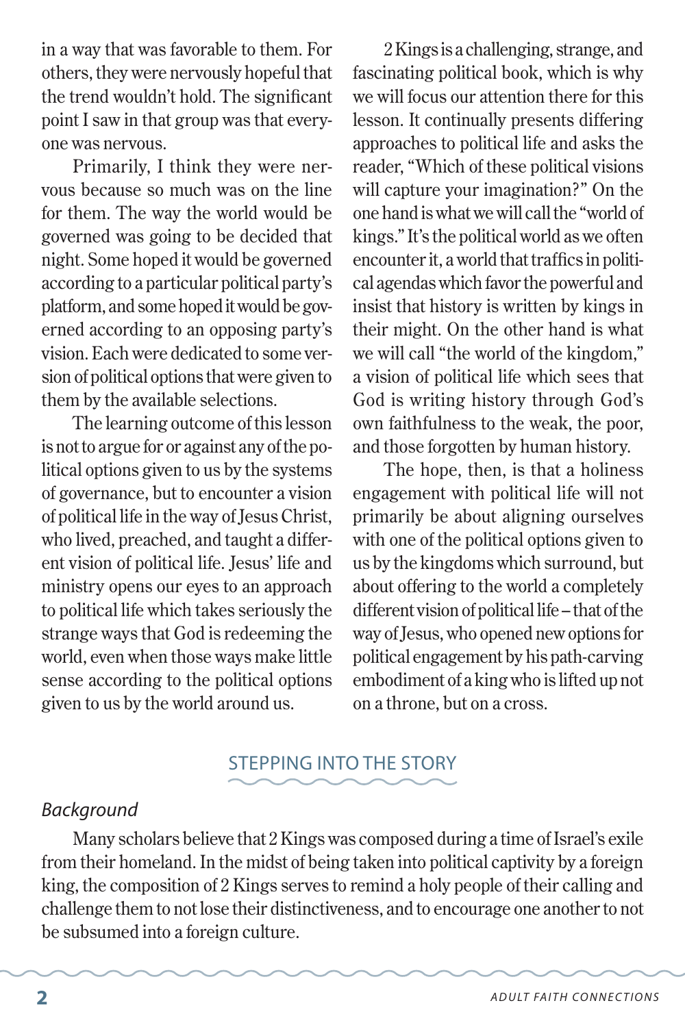in a way that was favorable to them. For others, they were nervously hopeful that the trend wouldn't hold. The significant point I saw in that group was that everyone was nervous.

Primarily, I think they were nervous because so much was on the line for them. The way the world would be governed was going to be decided that night. Some hoped it would be governed according to a particular political party's platform, and some hoped it would be governed according to an opposing party's vision. Each were dedicated to some version of political options that were given to them by the available selections.

The learning outcome of this lesson is not to argue for or against any of the political options given to us by the systems of governance, but to encounter a vision of political life in the way of Jesus Christ, who lived, preached, and taught a different vision of political life. Jesus' life and ministry opens our eyes to an approach to political life which takes seriously the strange ways that God is redeeming the world, even when those ways make little sense according to the political options given to us by the world around us.

2 Kings is a challenging, strange, and fascinating political book, which is why we will focus our attention there for this lesson. It continually presents differing approaches to political life and asks the reader, "Which of these political visions will capture your imagination?" On the one hand is what we will call the "world of kings." It's the political world as we often encounter it, a world that traffics in political agendas which favor the powerful and insist that history is written by kings in their might. On the other hand is what we will call "the world of the kingdom," a vision of political life which sees that God is writing history through God's own faithfulness to the weak, the poor, and those forgotten by human history.

The hope, then, is that a holiness engagement with political life will not primarily be about aligning ourselves with one of the political options given to us by the kingdoms which surround, but about offering to the world a completely different vision of political life – that of the way of Jesus, who opened new options for political engagement by his path-carving embodiment of a king who is lifted up not on a throne, but on a cross.

## STEPPING INTO THE STORY

### *Background*

Many scholars believe that 2 Kings was composed during a time of Israel's exile from their homeland. In the midst of being taken into political captivity by a foreign king, the composition of 2 Kings serves to remind a holy people of their calling and challenge them to not lose their distinctiveness, and to encourage one another to not be subsumed into a foreign culture.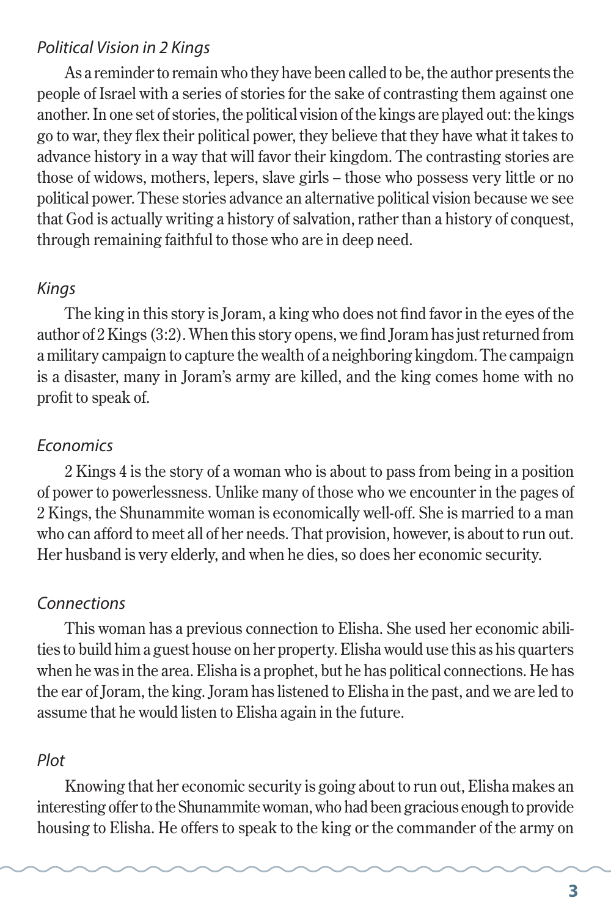### *Political Vision in 2 Kings*

As a reminder to remain who they have been called to be, the author presents the people of Israel with a series of stories for the sake of contrasting them against one another. In one set of stories, the political vision of the kings are played out: the kings go to war, they flex their political power, they believe that they have what it takes to advance history in a way that will favor their kingdom. The contrasting stories are those of widows, mothers, lepers, slave girls – those who possess very little or no political power. These stories advance an alternative political vision because we see that God is actually writing a history of salvation, rather than a history of conquest, through remaining faithful to those who are in deep need.

### *Kings*

The king in this story is Joram, a king who does not find favor in the eyes of the author of 2 Kings (3:2). When this story opens, we find Joram has just returned from a military campaign to capture the wealth of a neighboring kingdom. The campaign is a disaster, many in Joram's army are killed, and the king comes home with no profit to speak of.

### *Economics*

2 Kings 4 is the story of a woman who is about to pass from being in a position of power to powerlessness. Unlike many of those who we encounter in the pages of 2 Kings, the Shunammite woman is economically well-off. She is married to a man who can afford to meet all of her needs. That provision, however, is about to run out. Her husband is very elderly, and when he dies, so does her economic security.

### *Connections*

This woman has a previous connection to Elisha. She used her economic abilities to build him a guest house on her property. Elisha would use this as his quarters when he was in the area. Elisha is a prophet, but he has political connections. He has the ear of Joram, the king. Joram has listened to Elisha in the past, and we are led to assume that he would listen to Elisha again in the future.

### *Plot*

Knowing that her economic security is going about to run out, Elisha makes an interesting offer to the Shunammite woman, who had been gracious enough to provide housing to Elisha. He offers to speak to the king or the commander of the army on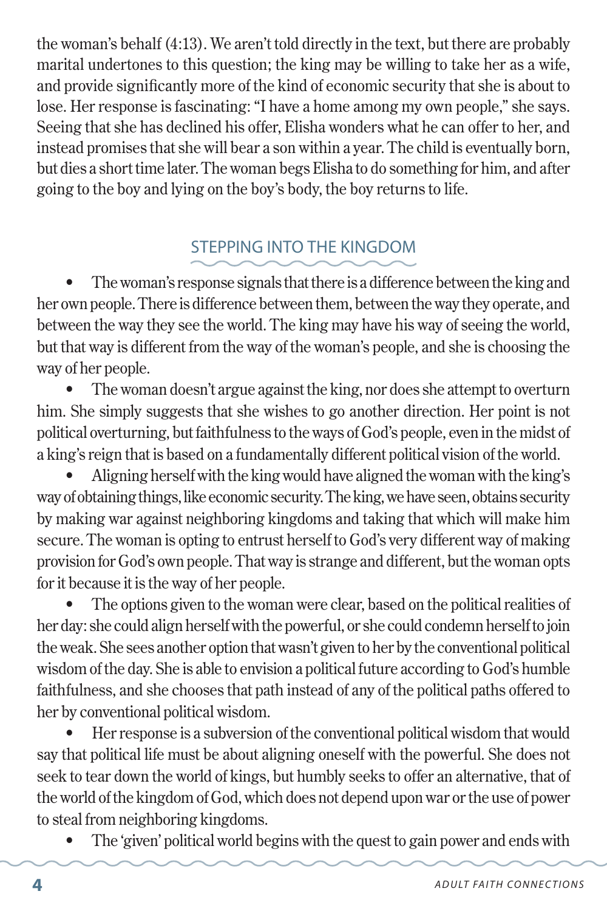the woman's behalf (4:13). We aren't told directly in the text, but there are probably marital undertones to this question; the king may be willing to take her as a wife, and provide significantly more of the kind of economic security that she is about to lose. Her response is fascinating: "I have a home among my own people," she says. Seeing that she has declined his offer, Elisha wonders what he can offer to her, and instead promises that she will bear a son within a year. The child is eventually born, but dies a short time later. The woman begs Elisha to do something for him, and after going to the boy and lying on the boy's body, the boy returns to life.

## STEPPING INTO THE KINGDOM

- The woman's response signals that there is a difference between the king and her own people. There is difference between them, between the way they operate, and between the way they see the world. The king may have his way of seeing the world, but that way is different from the way of the woman's people, and she is choosing the way of her people.
- The woman doesn't argue against the king, nor does she attempt to overturn him. She simply suggests that she wishes to go another direction. Her point is not political overturning, but faithfulness to the ways of God's people, even in the midst of a king's reign that is based on a fundamentally different political vision of the world.
- Aligning herself with the king would have aligned the woman with the king's way of obtaining things, like economic security. The king, we have seen, obtains security by making war against neighboring kingdoms and taking that which will make him secure. The woman is opting to entrust herself to God's very different way of making provision for God's own people. That way is strange and different, but the woman opts for it because it is the way of her people.
- The options given to the woman were clear, based on the political realities of her day: she could align herself with the powerful, or she could condemn herself to join the weak. She sees another option that wasn't given to her by the conventional political wisdom of the day. She is able to envision a political future according to God's humble faithfulness, and she chooses that path instead of any of the political paths offered to her by conventional political wisdom.
- Her response is a subversion of the conventional political wisdom that would say that political life must be about aligning oneself with the powerful. She does not seek to tear down the world of kings, but humbly seeks to offer an alternative, that of the world of the kingdom of God, which does not depend upon war or the use of power to steal from neighboring kingdoms.
- The 'given' political world begins with the quest to gain power and ends with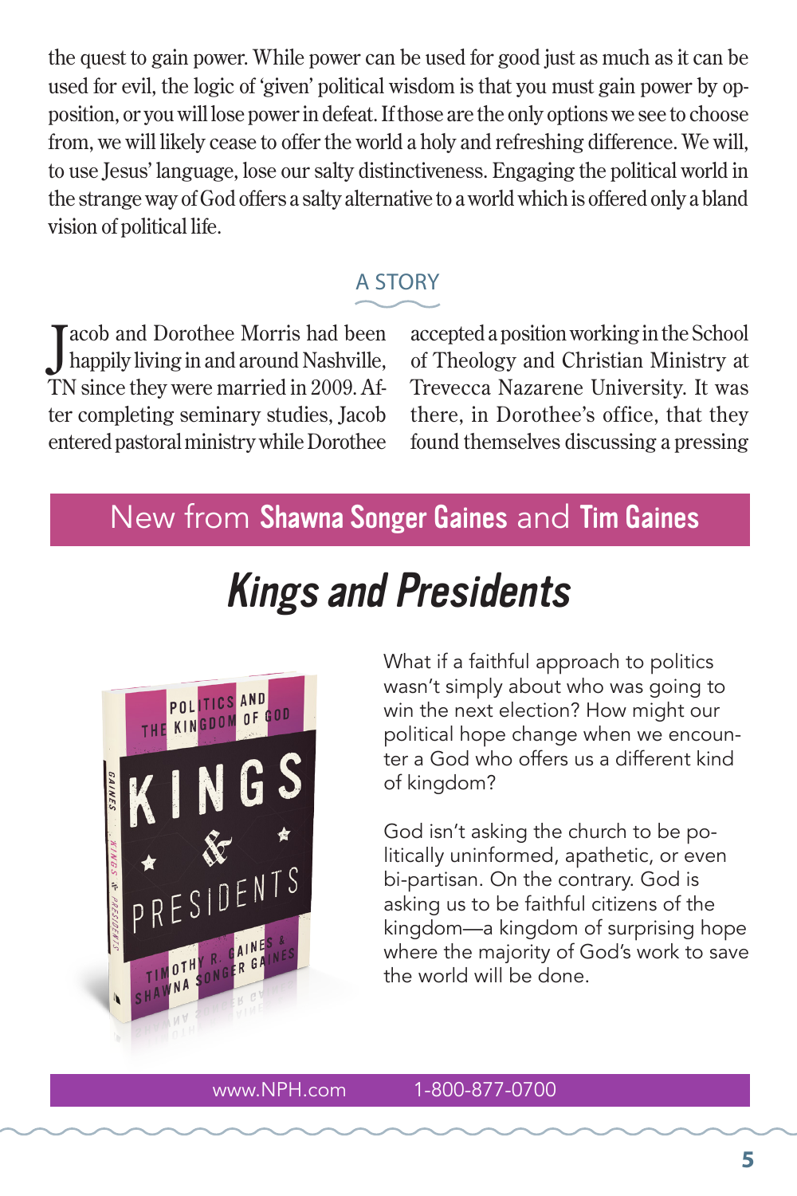the quest to gain power. While power can be used for good just as much as it can be used for evil, the logic of 'given' political wisdom is that you must gain power by opposition, or you will lose power in defeat. If those are the only options we see to choose from, we will likely cease to offer the world a holy and refreshing difference. We will, to use Jesus' language, lose our salty distinctiveness. Engaging the political world in the strange way of God offers a salty alternative to a world which is offered only a bland vision of political life.

## A STORY

Jacob and Dorothee Morris had been happily living in and around Nashville, TN since they were married in 2009. After completing seminary studies, Jacob entered pastoral ministry while Dorothee accepted a position working in the School of Theology and Christian Ministry at Trevecca Nazarene University. It was there, in Dorothee's office, that they found themselves discussing a pressing

New from **Shawna Songer Gaines** and **Tim Gaines**

# *Kings and Presidents*

What if a faithful approach to politics wasn't simply about who was going to win the next election? How might our political hope change when we encounter a God who offers us a different kind of kingdom?

God isn't asking the church to be politically uninformed, apathetic, or even bi-partisan. On the contrary. God is asking us to be faithful citizens of the kingdom—a kingdom of surprising hope where the majority of God's work to save the world will be done.

www.NPH.com 1-800-877-0700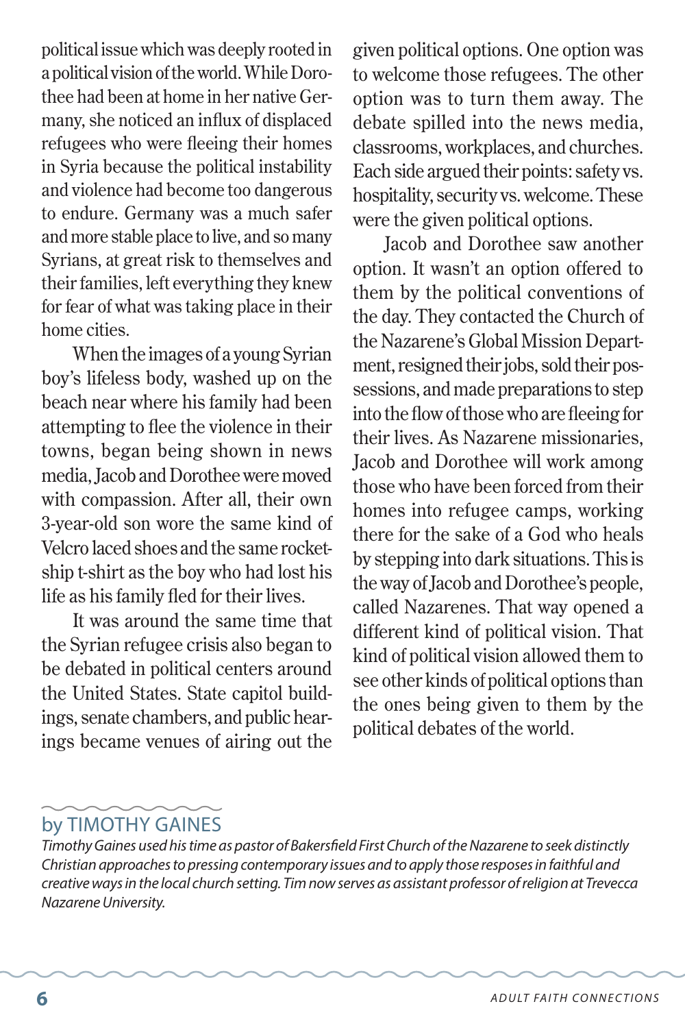political issue which was deeply rooted in a political vision of the world. While Dorothee had been at home in her native Germany, she noticed an influx of displaced refugees who were fleeing their homes in Syria because the political instability and violence had become too dangerous to endure. Germany was a much safer and more stable place to live, and so many Syrians, at great risk to themselves and their families, left everything they knew for fear of what was taking place in their home cities.

When the images of a young Syrian boy's lifeless body, washed up on the beach near where his family had been attempting to flee the violence in their towns, began being shown in news media, Jacob and Dorothee were moved with compassion. After all, their own 3-year-old son wore the same kind of Velcro laced shoes and the same rocket-ship t-shirt as the boy who had lost his life as his family fled for their lives.

It was around the same time that the Syrian refugee crisis also began to be debated in political centers around the United States. State capitol buildings, senate chambers, and public hearings became venues of airing out the given political options. One option was to welcome those refugees. The other option was to turn them away. The debate spilled into the news media, classrooms, workplaces, and churches. Each side argued their points: safety vs. hospitality, security vs. welcome. These were the given political options.

Jacob and Dorothee saw another option. It wasn't an option offered to them by the political conventions of the day. They contacted the Church of the Nazarene's Global Mission Department, resigned their jobs, sold their possessions, and made preparations to step into the flow of those who are fleeing for their lives. As Nazarene missionaries, Jacob and Dorothee will work among those who have been forced from their homes into refugee camps, working there for the sake of a God who heals by stepping into dark situations. This is the way of Jacob and Dorothee's people, called Nazarenes. That way opened a different kind of political vision. That kind of political vision allowed them to see other kinds of political options than the ones being given to them by the political debates of the world.

by TIMOTHY GAINES

*Timothy Gaines used his time as pastor of Bakersfield First Church of the Nazarene to seek distinctly Christian approaches to pressing contemporary issues and to apply those resposes in faithful and creative ways in the local church setting. Tim now serves as assistant professor of religion at Trevecca Nazarene University.*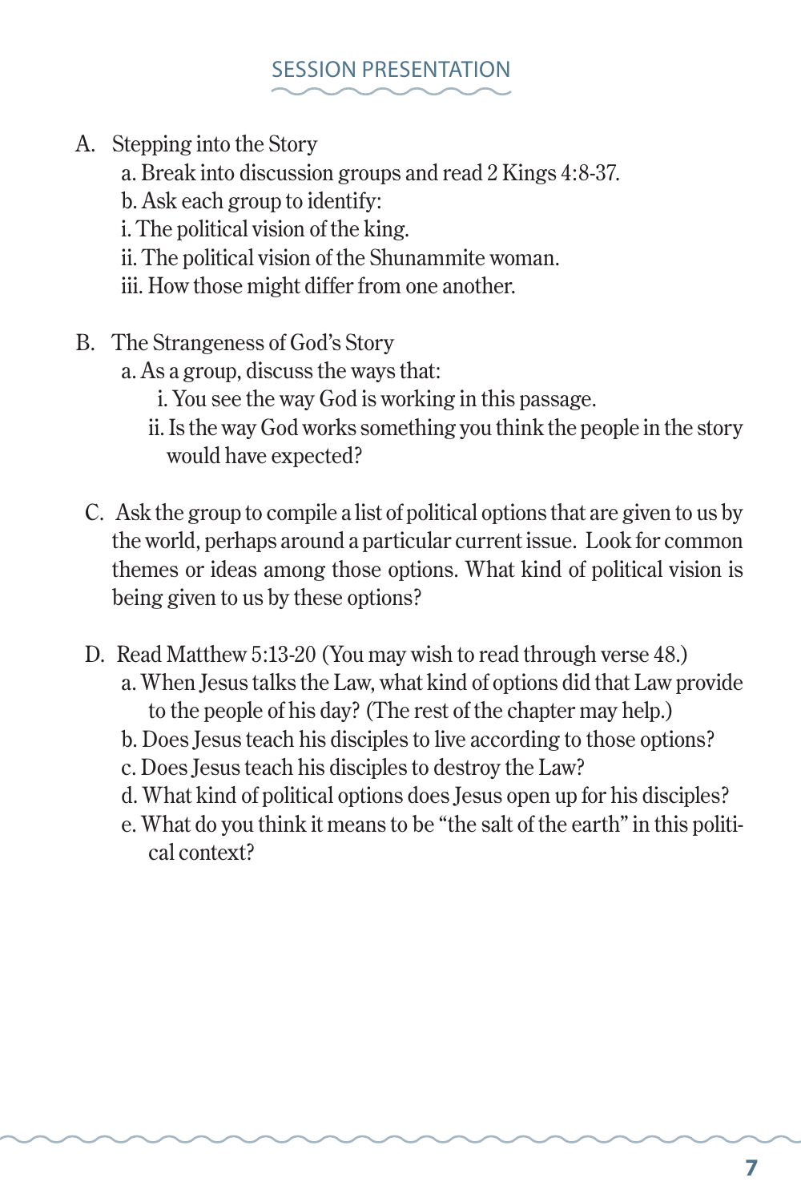## SESSION PRESENTATION

A. Stepping into the Story
   a. Break into discussion groups and read 2 Kings 4:8-37.
   b. Ask each group to identify:
   i. The political vision of the king.
   ii. The political vision of the Shunammite woman.
   iii. How those might differ from one another.

B. The Strangeness of God's Story
   a. As a group, discuss the ways that:
      i. You see the way God is working in this passage.
      ii. Is the way God works something you think the people in the story would have expected?

C. Ask the group to compile a list of political options that are given to us by the world, perhaps around a particular current issue. Look for common themes or ideas among those options. What kind of political vision is being given to us by these options?

D. Read Matthew 5:13-20 (You may wish to read through verse 48.)
   a. When Jesus talks the Law, what kind of options did that Law provide to the people of his day? (The rest of the chapter may help.)
   b. Does Jesus teach his disciples to live according to those options?
   c. Does Jesus teach his disciples to destroy the Law?
   d. What kind of political options does Jesus open up for his disciples?
   e. What do you think it means to be "the salt of the earth" in this political context?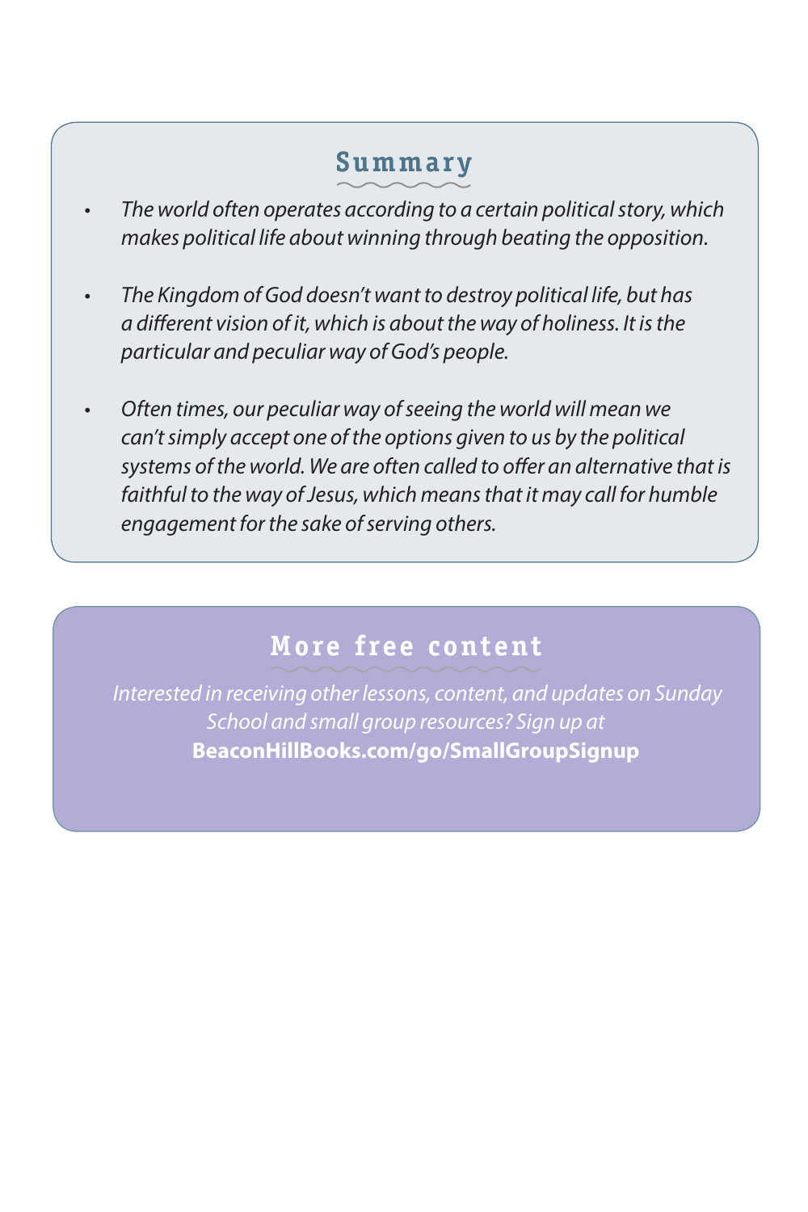## Summary

- *The world often operates according to a certain political story, which makes political life about winning through beating the opposition.*
- *The Kingdom of God doesn't want to destroy political life, but has a different vision of it, which is about the way of holiness. It is the particular and peculiar way of God's people.*
- *Often times, our peculiar way of seeing the world will mean we can't simply accept one of the options given to us by the political systems of the world. We are often called to offer an alternative that is faithful to the way of Jesus, which means that it may call for humble engagement for the sake of serving others.*

## More free content

*Interested in receiving other lessons, content, and updates on Sunday School and small group resources? Sign up at* **BeaconHillBooks.com/go/SmallGroupSignup**